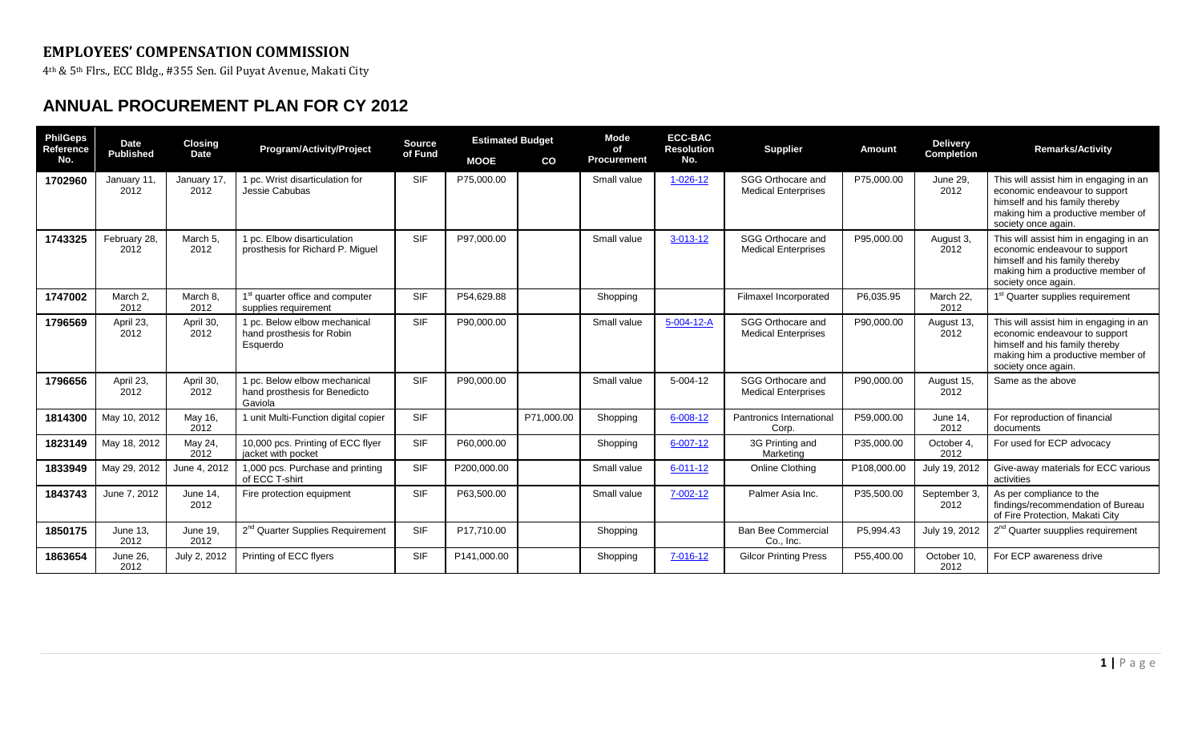## EMPLOYEES' COMPENSATION COMMISSION

4th & 5th Flrs., ECC Bldg., #355 Sen. Gil Puyat Avenue, Makati City

# ANNUAL PROCUREMENT PLAN FOR CY 2012

| PhilGeps Reference No. | Date Published | Closing Date | Program/Activity/Project | Source of Fund | Estimated Budget | | Mode of Procurement | ECC-BAC Resolution No. | Supplier | Amount | Delivery Completion | Remarks/Activity |
|---|---|---|---|---|---|---|---|---|---|---|---|---|
| | | | | | MOOE | CO | | | | | | |
| **1702960** | January 11, 2012 | January 17, 2012 | 1 pc. Wrist disarticulation for Jessie Cabubas | SIF | P75,000.00 | | Small value | 1-026-12 | SGG Orthocare and Medical Enterprises | P75,000.00 | June 29, 2012 | This will assist him in engaging in an economic endeavour to support himself and his family thereby making him a productive member of society once again. |
| **1743325** | February 28, 2012 | March 5, 2012 | 1 pc. Elbow disarticulation prosthesis for Richard P. Miguel | SIF | P97,000.00 | | Small value | 3-013-12 | SGG Orthocare and Medical Enterprises | P95,000.00 | August 3, 2012 | This will assist him in engaging in an economic endeavour to support himself and his family thereby making him a productive member of society once again. |
| **1747002** | March 2, 2012 | March 8, 2012 | 1st quarter office and computer supplies requirement | SIF | P54,629.88 | | Shopping | | Filmaxel Incorporated | P6,035.95 | March 22, 2012 | 1st Quarter supplies requirement |
| **1796569** | April 23, 2012 | April 30, 2012 | 1 pc. Below elbow mechanical hand prosthesis for Robin Esquerdo | SIF | P90,000.00 | | Small value | 5-004-12-A | SGG Orthocare and Medical Enterprises | P90,000.00 | August 13, 2012 | This will assist him in engaging in an economic endeavour to support himself and his family thereby making him a productive member of society once again. |
| **1796656** | April 23, 2012 | April 30, 2012 | 1 pc. Below elbow mechanical hand prosthesis for Benedicto Gaviola | SIF | P90,000.00 | | Small value | 5-004-12 | SGG Orthocare and Medical Enterprises | P90,000.00 | August 15, 2012 | Same as the above |
| **1814300** | May 10, 2012 | May 16, 2012 | 1 unit Multi-Function digital copier | SIF | | P71,000.00 | Shopping | 6-008-12 | Pantronics International Corp. | P59,000.00 | June 14, 2012 | For reproduction of financial documents |
| **1823149** | May 18, 2012 | May 24, 2012 | 10,000 pcs. Printing of ECC flyer jacket with pocket | SIF | P60,000.00 | | Shopping | 6-007-12 | 3G Printing and Marketing | P35,000.00 | October 4, 2012 | For used for ECP advocacy |
| **1833949** | May 29, 2012 | June 4, 2012 | 1,000 pcs. Purchase and printing of ECC T-shirt | SIF | P200,000.00 | | Small value | 6-011-12 | Online Clothing | P108,000.00 | July 19, 2012 | Give-away materials for ECC various activities |
| **1843743** | June 7, 2012 | June 14, 2012 | Fire protection equipment | SIF | P63,500.00 | | Small value | 7-002-12 | Palmer Asia Inc. | P35,500.00 | September 3, 2012 | As per compliance to the findings/recommendation of Bureau of Fire Protection, Makati City |
| **1850175** | June 13, 2012 | June 19, 2012 | 2nd Quarter Supplies Requirement | SIF | P17,710.00 | | Shopping | | Ban Bee Commercial Co., Inc. | P5,994.43 | July 19, 2012 | 2nd Quarter suupplies requirement |
| **1863654** | June 26, 2012 | July 2, 2012 | Printing of ECC flyers | SIF | P141,000.00 | | Shopping | 7-016-12 | Gilcor Printing Press | P55,400.00 | October 10, 2012 | For ECP awareness drive |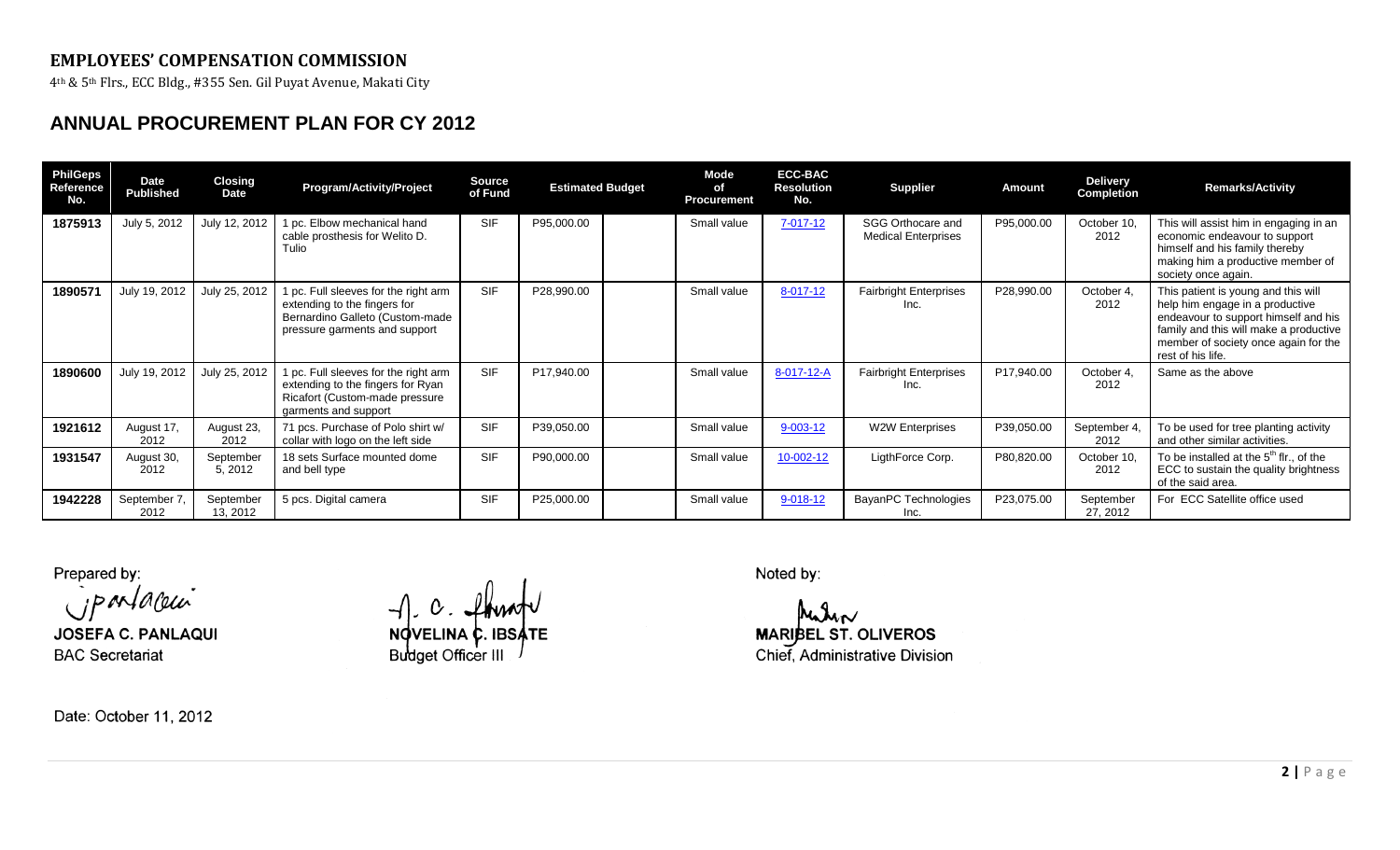**EMPLOYEES' COMPENSATION COMMISSION**

4th & 5th Flrs., ECC Bldg., #355 Sen. Gil Puyat Avenue, Makati City

## ANNUAL PROCUREMENT PLAN FOR CY 2012

| PhilGeps Reference No. | Date Published | Closing Date | Program/Activity/Project | Source of Fund | Estimated Budget | | Mode of Procurement | ECC-BAC Resolution No. | Supplier | Amount | Delivery Completion | Remarks/Activity |
|---|---|---|---|---|---|---|---|---|---|---|---|---|
| **1875913** | July 5, 2012 | July 12, 2012 | 1 pc. Elbow mechanical hand cable prosthesis for Welito D. Tulio | SIF | P95,000.00 | | Small value | 7-017-12 | SGG Orthocare and Medical Enterprises | P95,000.00 | October 10, 2012 | This will assist him in engaging in an economic endeavour to support himself and his family thereby making him a productive member of society once again. |
| **1890571** | July 19, 2012 | July 25, 2012 | 1 pc. Full sleeves for the right arm extending to the fingers for Bernardino Galleto (Custom-made pressure garments and support | SIF | P28,990.00 | | Small value | 8-017-12 | Fairbright Enterprises Inc. | P28,990.00 | October 4, 2012 | This patient is young and this will help him engage in a productive endeavour to support himself and his family and this will make a productive member of society once again for the rest of his life. |
| **1890600** | July 19, 2012 | July 25, 2012 | 1 pc. Full sleeves for the right arm extending to the fingers for Ryan Ricafort (Custom-made pressure garments and support | SIF | P17,940.00 | | Small value | 8-017-12-A | Fairbright Enterprises Inc. | P17,940.00 | October 4, 2012 | Same as the above |
| **1921612** | August 17, 2012 | August 23, 2012 | 71 pcs. Purchase of Polo shirt w/ collar with logo on the left side | SIF | P39,050.00 | | Small value | 9-003-12 | W2W Enterprises | P39,050.00 | September 4, 2012 | To be used for tree planting activity and other similar activities. |
| **1931547** | August 30, 2012 | September 5, 2012 | 18 sets Surface mounted dome and bell type | SIF | P90,000.00 | | Small value | 10-002-12 | LigthForce Corp. | P80,820.00 | October 10, 2012 | To be installed at the 5th flr., of the ECC to sustain the quality brightness of the said area. |
| **1942228** | September 7, 2012 | September 13, 2012 | 5 pcs. Digital camera | SIF | P25,000.00 | | Small value | 9-018-12 | BayanPC Technologies Inc. | P23,075.00 | September 27, 2012 | For ECC Satellite office used |

Prepared by:

**JOSEFA C. PANLAQUI**
BAC Secretariat

**NOVELINA C. IBSATE**
Budget Officer III

Noted by:

**MARIBEL ST. OLIVEROS**
Chief, Administrative Division

Date: October 11, 2012